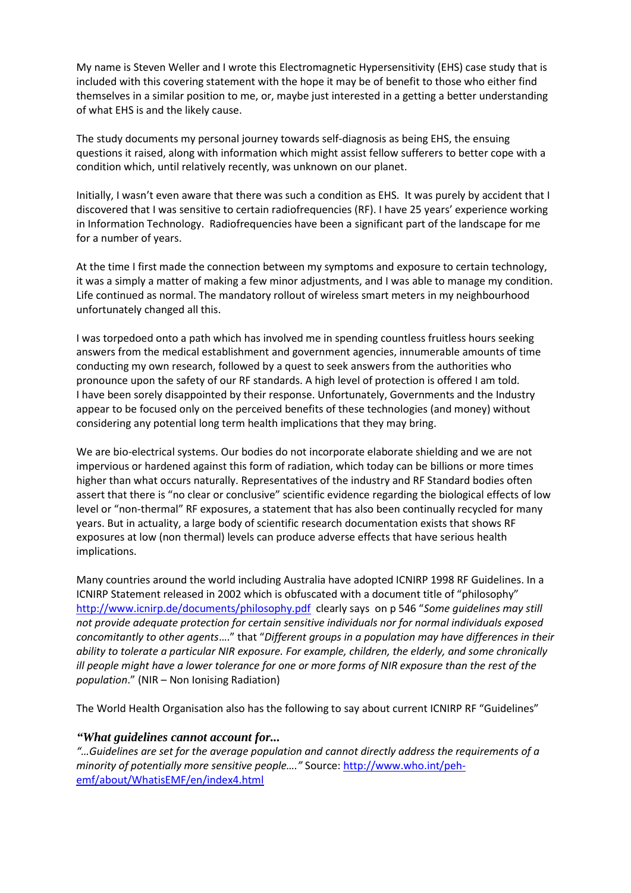My name is Steven Weller and I wrote this Electromagnetic Hypersensitivity (EHS) case study that is included with this covering statement with the hope it may be of benefit to those who either find themselves in a similar position to me, or, maybe just interested in a getting a better understanding of what EHS is and the likely cause.

The study documents my personal journey towards self-diagnosis as being EHS, the ensuing questions it raised, along with information which might assist fellow sufferers to better cope with a condition which, until relatively recently, was unknown on our planet.

Initially, I wasn't even aware that there was such a condition as EHS. It was purely by accident that I discovered that I was sensitive to certain radiofrequencies (RF). I have 25 years' experience working in Information Technology. Radiofrequencies have been a significant part of the landscape for me for a number of years.

At the time I first made the connection between my symptoms and exposure to certain technology, it was a simply a matter of making a few minor adjustments, and I was able to manage my condition. Life continued as normal. The mandatory rollout of wireless smart meters in my neighbourhood unfortunately changed all this.

I was torpedoed onto a path which has involved me in spending countless fruitless hours seeking answers from the medical establishment and government agencies, innumerable amounts of time conducting my own research, followed by a quest to seek answers from the authorities who pronounce upon the safety of our RF standards. A high level of protection is offered I am told. I have been sorely disappointed by their response. Unfortunately, Governments and the Industry appear to be focused only on the perceived benefits of these technologies (and money) without considering any potential long term health implications that they may bring.

We are bio-electrical systems. Our bodies do not incorporate elaborate shielding and we are not impervious or hardened against this form of radiation, which today can be billions or more times higher than what occurs naturally. Representatives of the industry and RF Standard bodies often assert that there is "no clear or conclusive" scientific evidence regarding the biological effects of low level or "non-thermal" RF exposures, a statement that has also been continually recycled for many years. But in actuality, a large body of scientific research documentation exists that shows RF exposures at low (non thermal) levels can produce adverse effects that have serious health implications.

Many countries around the world including Australia have adopted ICNIRP 1998 RF Guidelines. In a ICNIRP Statement released in 2002 which is obfuscated with a document title of "philosophy" [http://www.icnirp.de/documents/philosophy.pdf](http://www.icnirp.de/documents/philosophy.pdf) clearly says on p 546 "*Some guidelines may still not provide adequate protection for certain sensitive individuals nor for normal individuals exposed concomitantly to other agents*…." that "*Different groups in a population may have differences in their ability to tolerate a particular NIR exposure. For example, children, the elderly, and some chronically ill people might have a lower tolerance for one or more forms of NIR exposure than the rest of the population*." (NIR – Non Ionising Radiation)

The World Health Organisation also has the following to say about current ICNIRP RF "Guidelines"

***"What guidelines cannot account for...***

*"…Guidelines are set for the average population and cannot directly address the requirements of a minority of potentially more sensitive people…."* Source: [http://www.who.int/peh-emf/about/WhatisEMF/en/index4.html](http://www.who.int/peh-emf/about/WhatisEMF/en/index4.html)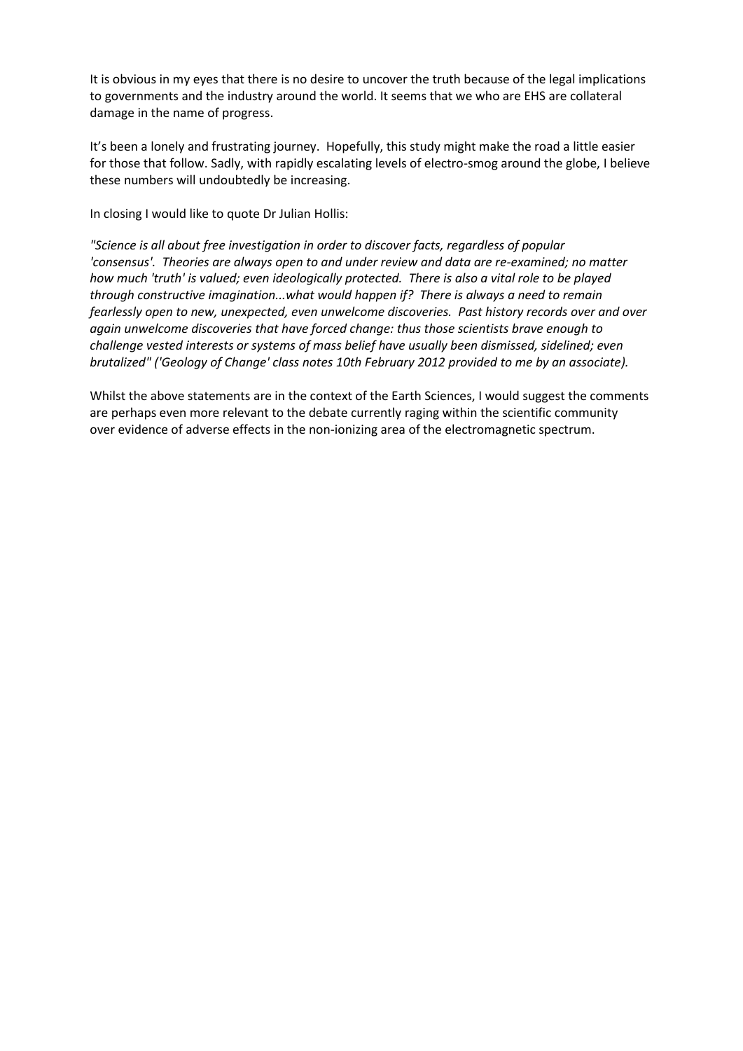It is obvious in my eyes that there is no desire to uncover the truth because of the legal implications to governments and the industry around the world. It seems that we who are EHS are collateral damage in the name of progress.

It's been a lonely and frustrating journey. Hopefully, this study might make the road a little easier for those that follow. Sadly, with rapidly escalating levels of electro-smog around the globe, I believe these numbers will undoubtedly be increasing.

In closing I would like to quote Dr Julian Hollis:

*"Science is all about free investigation in order to discover facts, regardless of popular 'consensus'. Theories are always open to and under review and data are re-examined; no matter how much 'truth' is valued; even ideologically protected. There is also a vital role to be played through constructive imagination...what would happen if? There is always a need to remain fearlessly open to new, unexpected, even unwelcome discoveries. Past history records over and over again unwelcome discoveries that have forced change: thus those scientists brave enough to challenge vested interests or systems of mass belief have usually been dismissed, sidelined; even brutalized" ('Geology of Change' class notes 10th February 2012 provided to me by an associate).*

Whilst the above statements are in the context of the Earth Sciences, I would suggest the comments are perhaps even more relevant to the debate currently raging within the scientific community over evidence of adverse effects in the non-ionizing area of the electromagnetic spectrum.